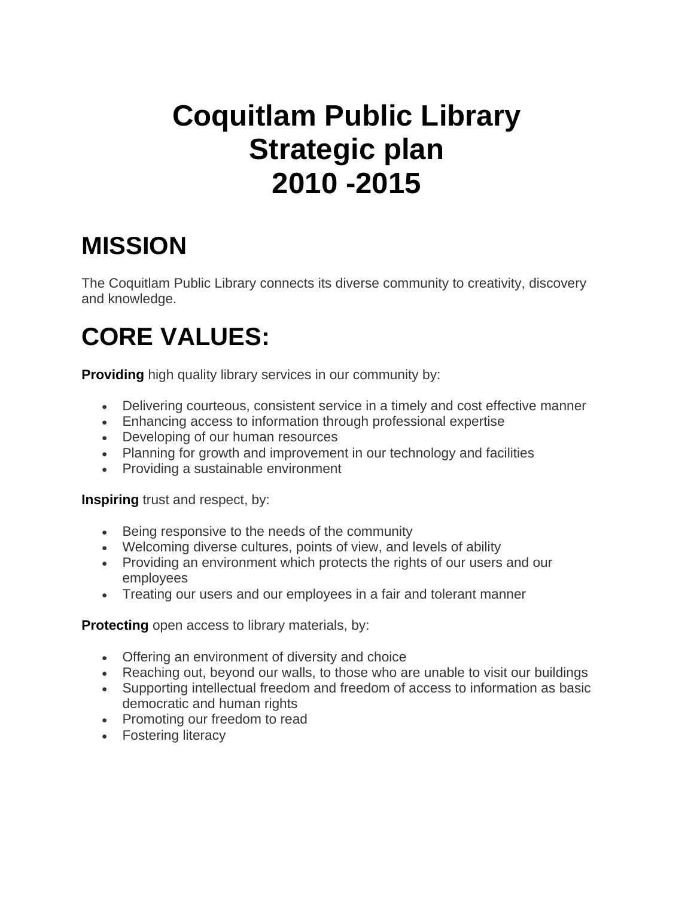# Coquitlam Public Library Strategic plan 2010 -2015

## MISSION

The Coquitlam Public Library connects its diverse community to creativity, discovery and knowledge.

## CORE VALUES:

**Providing** high quality library services in our community by:

- Delivering courteous, consistent service in a timely and cost effective manner
- Enhancing access to information through professional expertise
- Developing of our human resources
- Planning for growth and improvement in our technology and facilities
- Providing a sustainable environment

**Inspiring** trust and respect, by:

- Being responsive to the needs of the community
- Welcoming diverse cultures, points of view, and levels of ability
- Providing an environment which protects the rights of our users and our employees
- Treating our users and our employees in a fair and tolerant manner

**Protecting** open access to library materials, by:

- Offering an environment of diversity and choice
- Reaching out, beyond our walls, to those who are unable to visit our buildings
- Supporting intellectual freedom and freedom of access to information as basic democratic and human rights
- Promoting our freedom to read
- Fostering literacy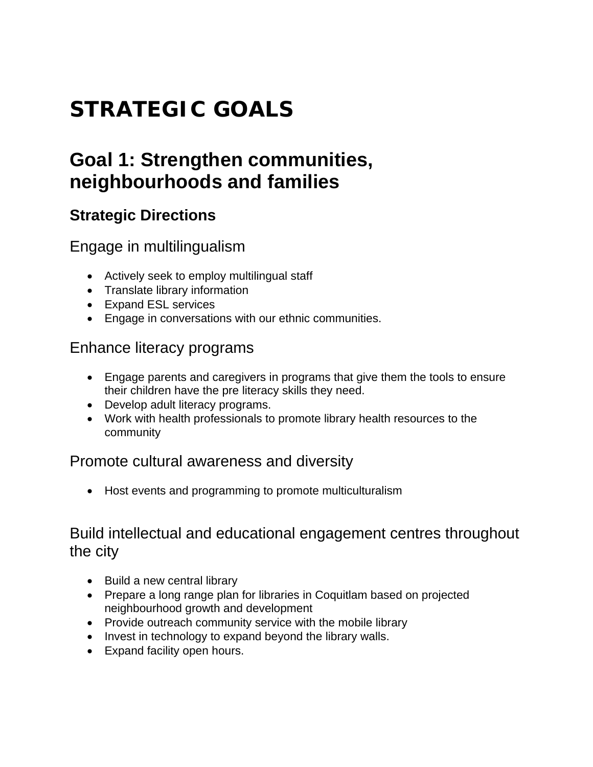# STRATEGIC GOALS

## Goal 1: Strengthen communities, neighbourhoods and families

### Strategic Directions

#### Engage in multilingualism

- Actively seek to employ multilingual staff
- Translate library information
- Expand ESL services
- Engage in conversations with our ethnic communities.

#### Enhance literacy programs

- Engage parents and caregivers in programs that give them the tools to ensure their children have the pre literacy skills they need.
- Develop adult literacy programs.
- Work with health professionals to promote library health resources to the community

#### Promote cultural awareness and diversity

- Host events and programming to promote multiculturalism

#### Build intellectual and educational engagement centres throughout the city

- Build a new central library
- Prepare a long range plan for libraries in Coquitlam based on projected neighbourhood growth and development
- Provide outreach community service with the mobile library
- Invest in technology to expand beyond the library walls.
- Expand facility open hours.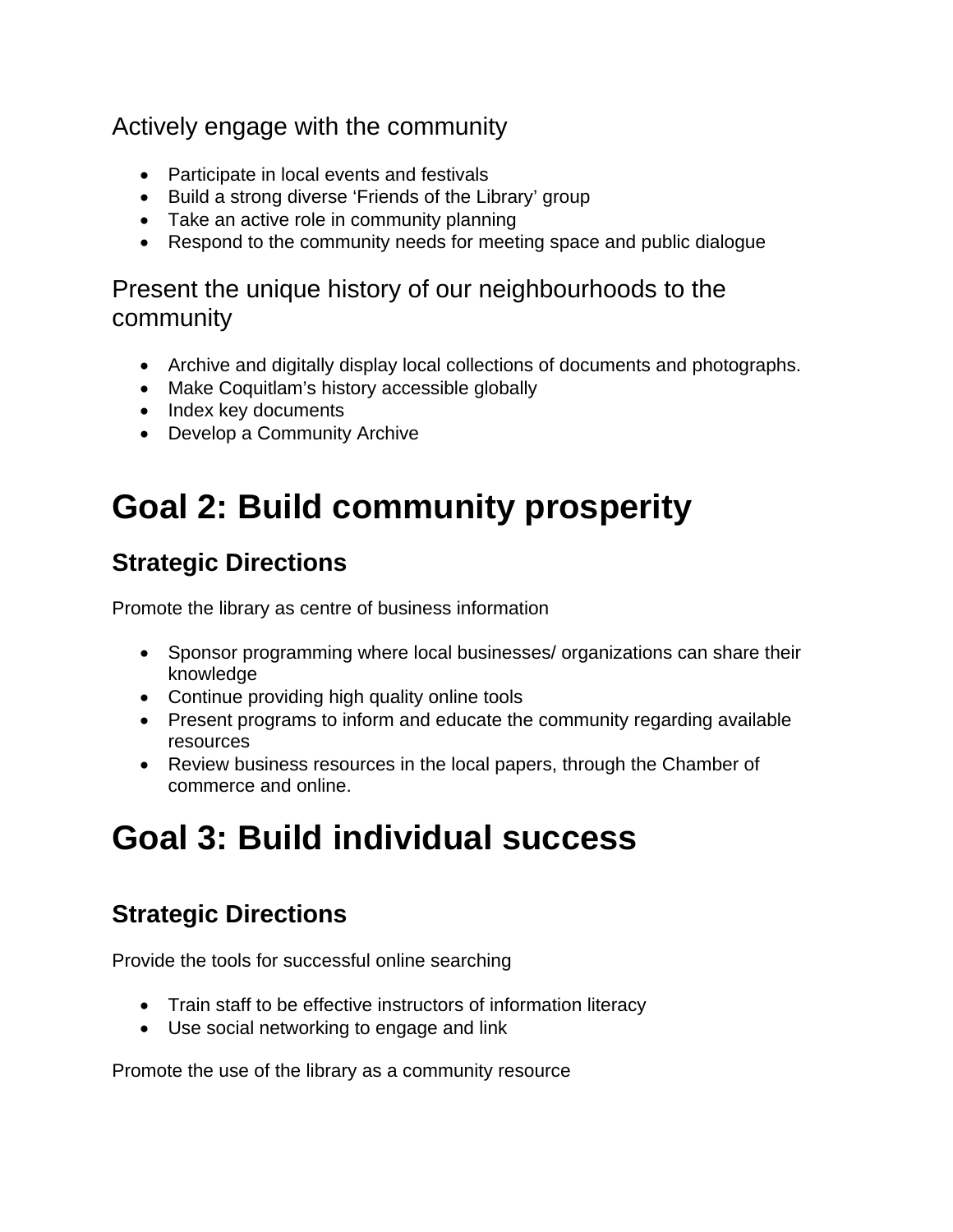Actively engage with the community

- Participate in local events and festivals
- Build a strong diverse 'Friends of the Library' group
- Take an active role in community planning
- Respond to the community needs for meeting space and public dialogue

Present the unique history of our neighbourhoods to the community

- Archive and digitally display local collections of documents and photographs.
- Make Coquitlam's history accessible globally
- Index key documents
- Develop a Community Archive

# Goal 2: Build community prosperity

## Strategic Directions

Promote the library as centre of business information

- Sponsor programming where local businesses/ organizations can share their knowledge
- Continue providing high quality online tools
- Present programs to inform and educate the community regarding available resources
- Review business resources in the local papers, through the Chamber of commerce and online.

# Goal 3: Build individual success

## Strategic Directions

Provide the tools for successful online searching

- Train staff to be effective instructors of information literacy
- Use social networking to engage and link

Promote the use of the library as a community resource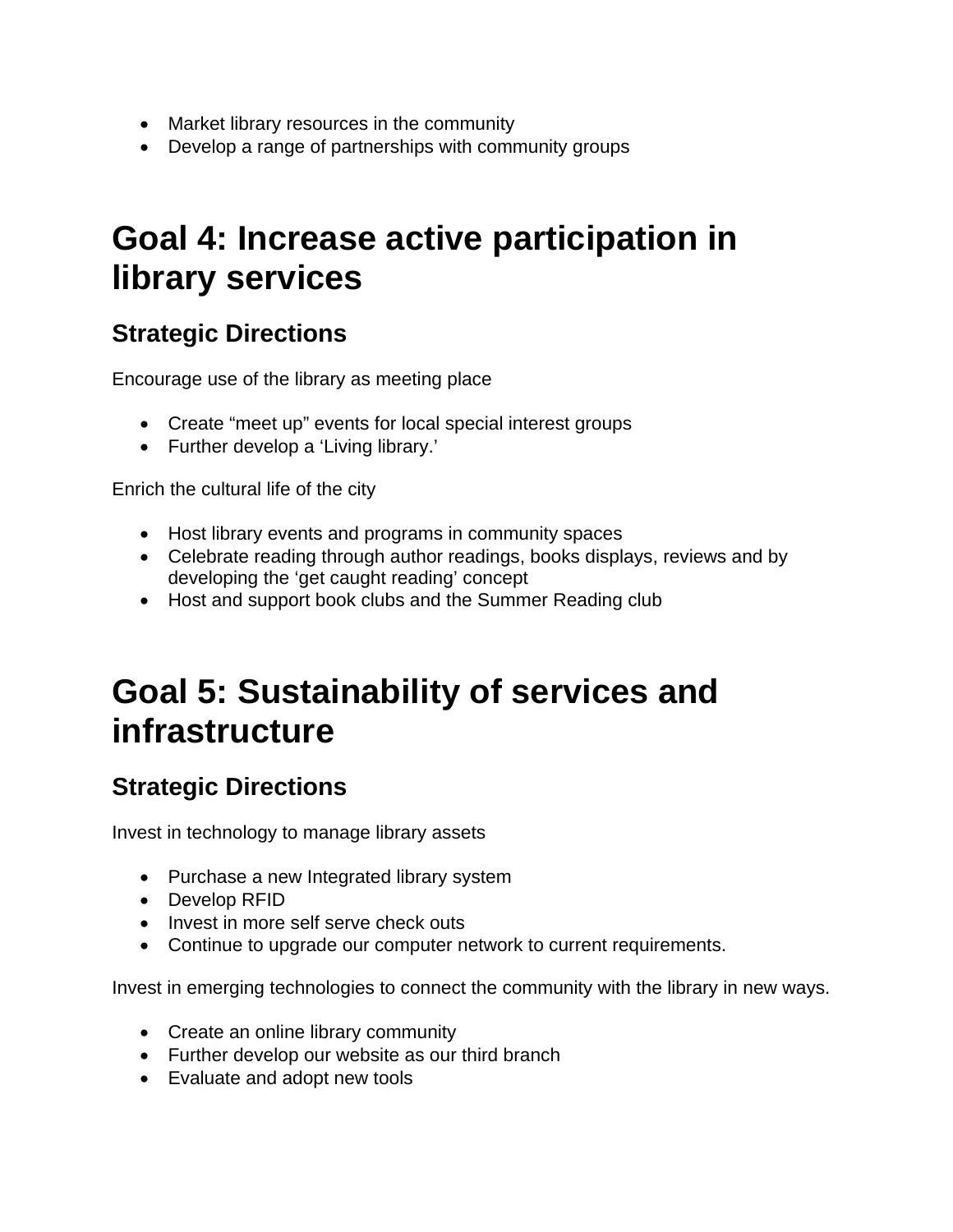- Market library resources in the community
- Develop a range of partnerships with community groups

# Goal 4: Increase active participation in library services

## Strategic Directions

Encourage use of the library as meeting place

- Create “meet up” events for local special interest groups
- Further develop a ‘Living library.’

Enrich the cultural life of the city

- Host library events and programs in community spaces
- Celebrate reading through author readings, books displays, reviews and by developing the ‘get caught reading’ concept
- Host and support book clubs and the Summer Reading club

# Goal 5: Sustainability of services and infrastructure

## Strategic Directions

Invest in technology to manage library assets

- Purchase a new Integrated library system
- Develop RFID
- Invest in more self serve check outs
- Continue to upgrade our computer network to current requirements.

Invest in emerging technologies to connect the community with the library in new ways.

- Create an online library community
- Further develop our website as our third branch
- Evaluate and adopt new tools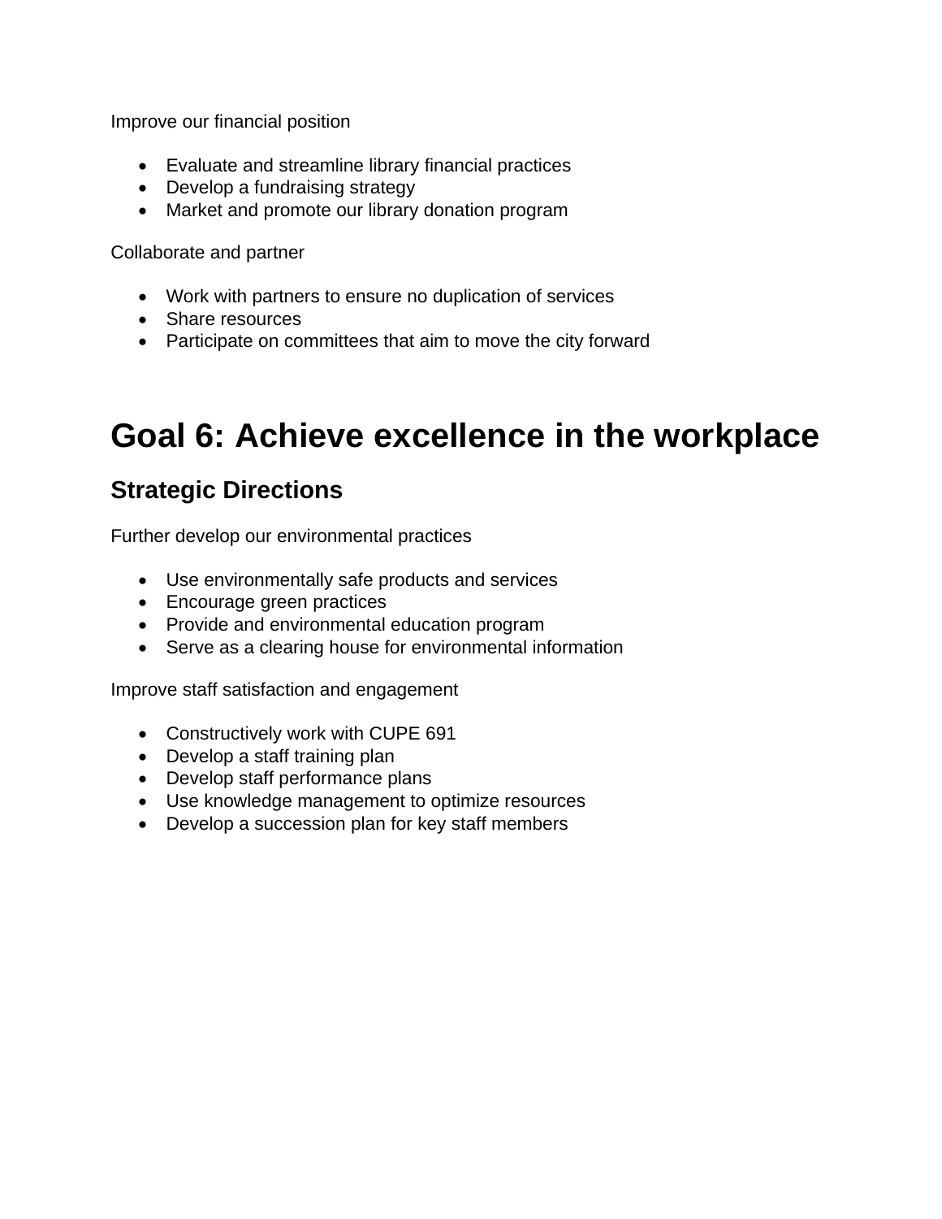Improve our financial position

- Evaluate and streamline library financial practices
- Develop a fundraising strategy
- Market and promote our library donation program

Collaborate and partner

- Work with partners to ensure no duplication of services
- Share resources
- Participate on committees that aim to move the city forward

# Goal 6: Achieve excellence in the workplace

## Strategic Directions

Further develop our environmental practices

- Use environmentally safe products and services
- Encourage green practices
- Provide and environmental education program
- Serve as a clearing house for environmental information

Improve staff satisfaction and engagement

- Constructively work with CUPE 691
- Develop a staff training plan
- Develop staff performance plans
- Use knowledge management to optimize resources
- Develop a succession plan for key staff members